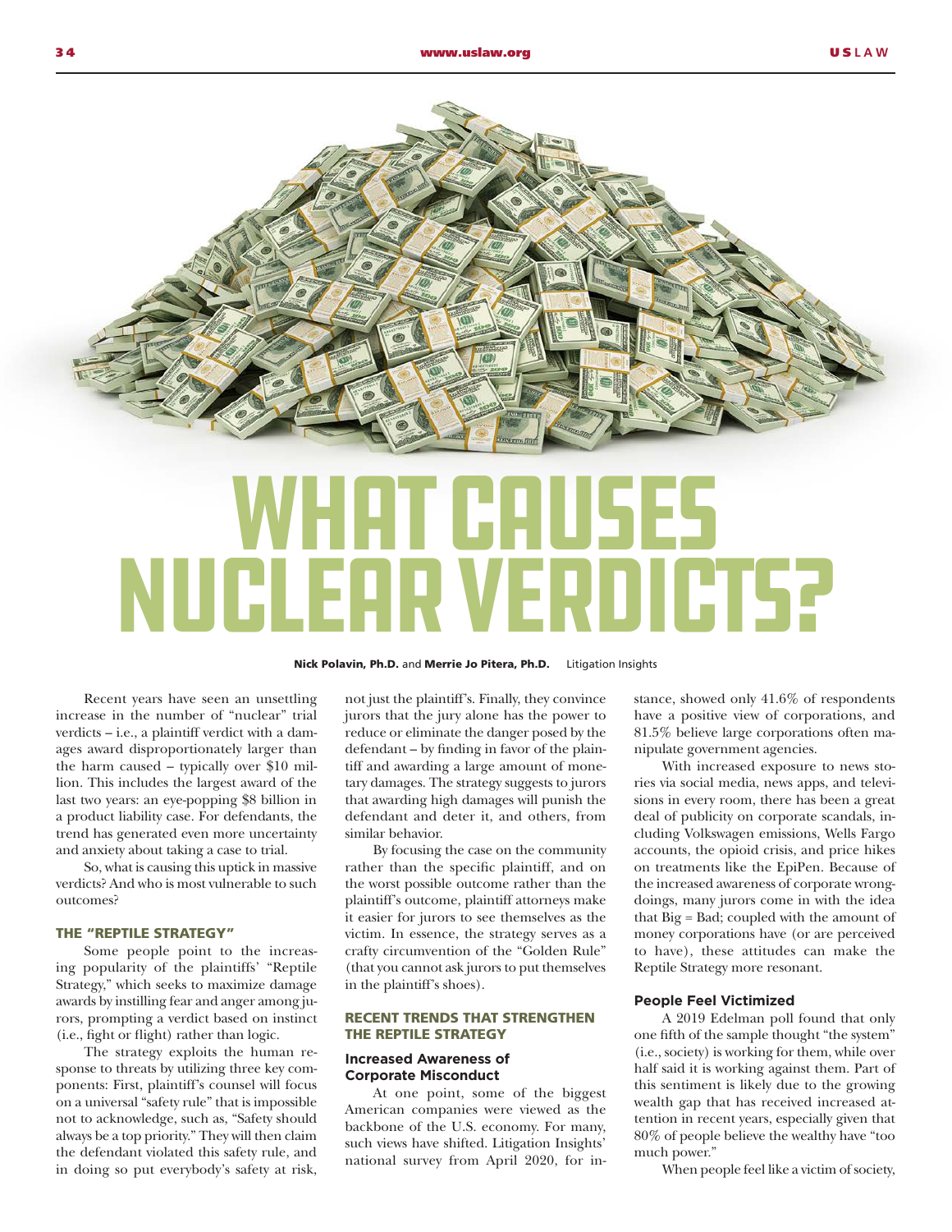# WHAT CAUSES NUCLEAR VERDICTS?

**Nick Polavin, Ph.D.** and **Merrie Jo Pitera, Ph.D.** Litigation Insights

Recent years have seen an unsettling increase in the number of "nuclear" trial verdicts – i.e., a plaintiff verdict with a damages award disproportionately larger than the harm caused – typically over $10 million. This includes the largest award of the last two years: an eye-popping $8 billion in a product liability case. For defendants, the trend has generated even more uncertainty and anxiety about taking a case to trial.

So, what is causing this uptick in massive verdicts? And who is most vulnerable to such outcomes?

## THE "REPTILE STRATEGY"

Some people point to the increasing popularity of the plaintiffs' "Reptile Strategy," which seeks to maximize damage awards by instilling fear and anger among jurors, prompting a verdict based on instinct (i.e., fight or flight) rather than logic.

The strategy exploits the human response to threats by utilizing three key components: First, plaintiff's counsel will focus on a universal "safety rule" that is impossible not to acknowledge, such as, "Safety should always be a top priority." They will then claim the defendant violated this safety rule, and in doing so put everybody's safety at risk, not just the plaintiff's. Finally, they convince jurors that the jury alone has the power to reduce or eliminate the danger posed by the defendant – by finding in favor of the plaintiff and awarding a large amount of monetary damages. The strategy suggests to jurors that awarding high damages will punish the defendant and deter it, and others, from similar behavior.

By focusing the case on the community rather than the specific plaintiff, and on the worst possible outcome rather than the plaintiff's outcome, plaintiff attorneys make it easier for jurors to see themselves as the victim. In essence, the strategy serves as a crafty circumvention of the "Golden Rule" (that you cannot ask jurors to put themselves in the plaintiff's shoes).

## RECENT TRENDS THAT STRENGTHEN THE REPTILE STRATEGY

### Increased Awareness of Corporate Misconduct

At one point, some of the biggest American companies were viewed as the backbone of the U.S. economy. For many, such views have shifted. Litigation Insights' national survey from April 2020, for instance, showed only 41.6% of respondents have a positive view of corporations, and 81.5% believe large corporations often manipulate government agencies.

With increased exposure to news stories via social media, news apps, and televisions in every room, there has been a great deal of publicity on corporate scandals, including Volkswagen emissions, Wells Fargo accounts, the opioid crisis, and price hikes on treatments like the EpiPen. Because of the increased awareness of corporate wrongdoings, many jurors come in with the idea that Big = Bad; coupled with the amount of money corporations have (or are perceived to have), these attitudes can make the Reptile Strategy more resonant.

### People Feel Victimized

A 2019 Edelman poll found that only one fifth of the sample thought "the system" (i.e., society) is working for them, while over half said it is working against them. Part of this sentiment is likely due to the growing wealth gap that has received increased attention in recent years, especially given that 80% of people believe the wealthy have "too much power."

When people feel like a victim of society,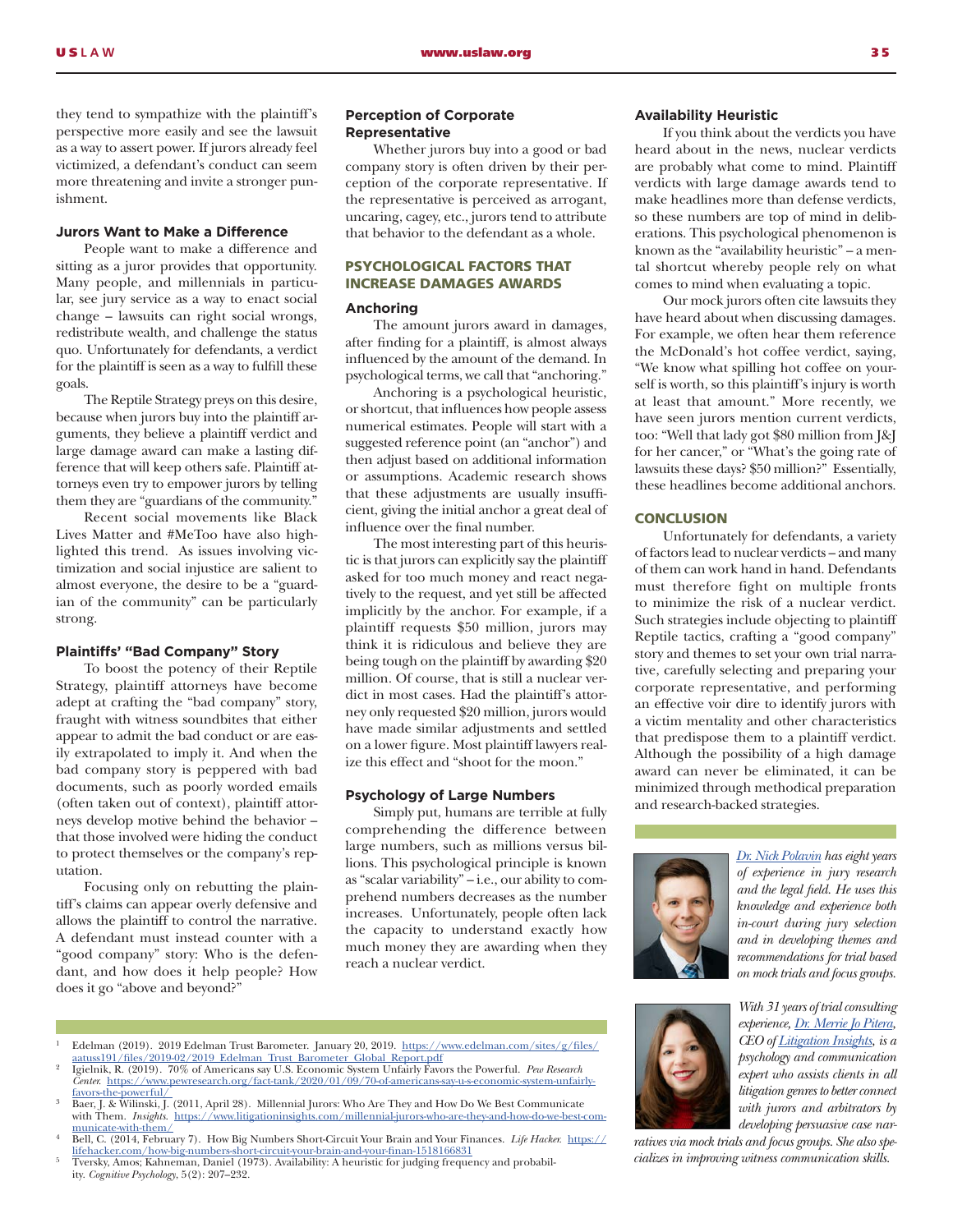they tend to sympathize with the plaintiff's perspective more easily and see the lawsuit as a way to assert power. If jurors already feel victimized, a defendant's conduct can seem more threatening and invite a stronger punishment.

### Jurors Want to Make a Difference

People want to make a difference and sitting as a juror provides that opportunity. Many people, and millennials in particular, see jury service as a way to enact social change – lawsuits can right social wrongs, redistribute wealth, and challenge the status quo. Unfortunately for defendants, a verdict for the plaintiff is seen as a way to fulfill these goals.

The Reptile Strategy preys on this desire, because when jurors buy into the plaintiff arguments, they believe a plaintiff verdict and large damage award can make a lasting difference that will keep others safe. Plaintiff attorneys even try to empower jurors by telling them they are "guardians of the community."

Recent social movements like Black Lives Matter and #MeToo have also highlighted this trend. As issues involving victimization and social injustice are salient to almost everyone, the desire to be a "guardian of the community" can be particularly strong.

### Plaintiffs' "Bad Company" Story

To boost the potency of their Reptile Strategy, plaintiff attorneys have become adept at crafting the "bad company" story, fraught with witness soundbites that either appear to admit the bad conduct or are easily extrapolated to imply it. And when the bad company story is peppered with bad documents, such as poorly worded emails (often taken out of context), plaintiff attorneys develop motive behind the behavior – that those involved were hiding the conduct to protect themselves or the company's reputation.

Focusing only on rebutting the plaintiff's claims can appear overly defensive and allows the plaintiff to control the narrative. A defendant must instead counter with a "good company" story: Who is the defendant, and how does it help people? How does it go "above and beyond?"

### Perception of Corporate Representative

Whether jurors buy into a good or bad company story is often driven by their perception of the corporate representative. If the representative is perceived as arrogant, uncaring, cagey, etc., jurors tend to attribute that behavior to the defendant as a whole.

## PSYCHOLOGICAL FACTORS THAT INCREASE DAMAGES AWARDS

### Anchoring

The amount jurors award in damages, after finding for a plaintiff, is almost always influenced by the amount of the demand. In psychological terms, we call that "anchoring."

Anchoring is a psychological heuristic, or shortcut, that influences how people assess numerical estimates. People will start with a suggested reference point (an "anchor") and then adjust based on additional information or assumptions. Academic research shows that these adjustments are usually insufficient, giving the initial anchor a great deal of influence over the final number.

The most interesting part of this heuristic is that jurors can explicitly say the plaintiff asked for too much money and react negatively to the request, and yet still be affected implicitly by the anchor. For example, if a plaintiff requests $50 million, jurors may think it is ridiculous and believe they are being tough on the plaintiff by awarding $20 million. Of course, that is still a nuclear verdict in most cases. Had the plaintiff's attorney only requested $20 million, jurors would have made similar adjustments and settled on a lower figure. Most plaintiff lawyers realize this effect and "shoot for the moon."

### Psychology of Large Numbers

Simply put, humans are terrible at fully comprehending the difference between large numbers, such as millions versus billions. This psychological principle is known as "scalar variability" – i.e., our ability to comprehend numbers decreases as the number increases. Unfortunately, people often lack the capacity to understand exactly how much money they are awarding when they reach a nuclear verdict.

### Availability Heuristic

If you think about the verdicts you have heard about in the news, nuclear verdicts are probably what come to mind. Plaintiff verdicts with large damage awards tend to make headlines more than defense verdicts, so these numbers are top of mind in deliberations. This psychological phenomenon is known as the "availability heuristic" – a mental shortcut whereby people rely on what comes to mind when evaluating a topic.

Our mock jurors often cite lawsuits they have heard about when discussing damages. For example, we often hear them reference the McDonald's hot coffee verdict, saying, "We know what spilling hot coffee on yourself is worth, so this plaintiff's injury is worth at least that amount." More recently, we have seen jurors mention current verdicts, too: "Well that lady got $80 million from J&J for her cancer," or "What's the going rate of lawsuits these days? $50 million?" Essentially, these headlines become additional anchors.

## CONCLUSION

Unfortunately for defendants, a variety of factors lead to nuclear verdicts – and many of them can work hand in hand. Defendants must therefore fight on multiple fronts to minimize the risk of a nuclear verdict. Such strategies include objecting to plaintiff Reptile tactics, crafting a "good company" story and themes to set your own trial narrative, carefully selecting and preparing your corporate representative, and performing an effective voir dire to identify jurors with a victim mentality and other characteristics that predispose them to a plaintiff verdict. Although the possibility of a high damage award can never be eliminated, it can be minimized through methodical preparation and research-backed strategies.

*Dr. Nick Polavin has eight years of experience in jury research and the legal field. He uses this knowledge and experience both in-court during jury selection and in developing themes and recommendations for trial based on mock trials and focus groups.*

*With 31 years of trial consulting experience, Dr. Merrie Jo Pitera, CEO of Litigation Insights, is a psychology and communication expert who assists clients in all litigation genres to better connect with jurors and arbitrators by developing persuasive case narratives via mock trials and focus groups. She also specializes in improving witness communication skills.*

---

[1] Edelman (2019). 2019 Edelman Trust Barometer. January 20, 2019. https://www.edelman.com/sites/g/files/aatuss191/files/2019-02/2019_Edelman_Trust_Barometer_Global_Report.pdf

[2] Igielnik, R. (2019). 70% of Americans say U.S. Economic System Unfairly Favors the Powerful. *Pew Research Center.* https://www.pewresearch.org/fact-tank/2020/01/09/70-of-americans-say-u-s-economic-system-unfairly-favors-the-powerful/

[3] Baer, J. & Wilinski, J. (2011, April 28). Millennial Jurors: Who Are They and How Do We Best Communicate with Them. *Insights.* https://www.litigationinsights.com/millennial-jurors-who-are-they-and-how-do-we-best-communicate-with-them/

[4] Bell, C. (2014, February 7). How Big Numbers Short-Circuit Your Brain and Your Finances. *Life Hacker.* https://lifehacker.com/how-big-numbers-short-circuit-your-brain-and-your-finan-1518166831

[5] Tversky, Amos; Kahneman, Daniel (1973). Availability: A heuristic for judging frequency and probability. *Cognitive Psychology*, 5(2): 207–232.